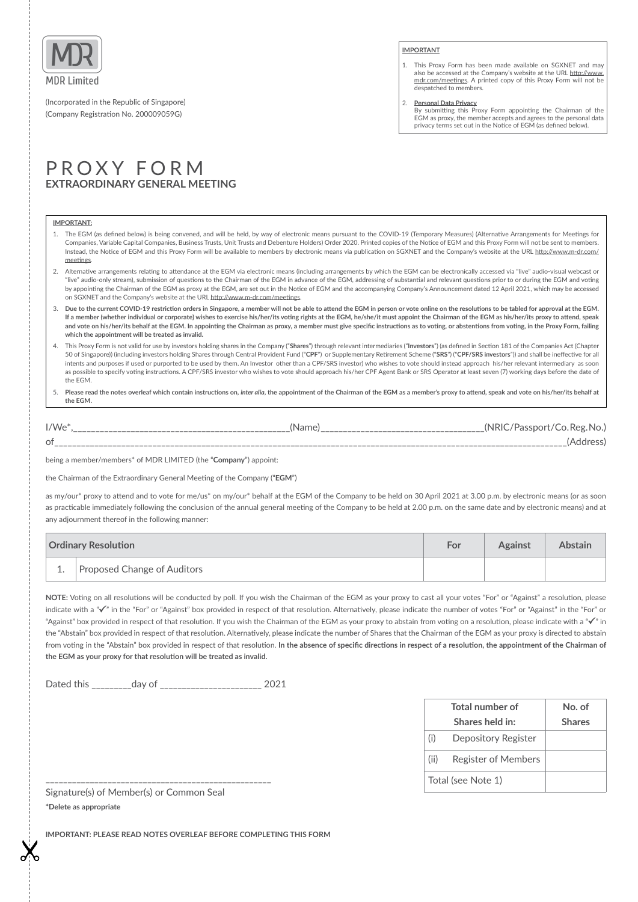MDR Limited

(Incorporated in the Republic of Singapore)
(Company Registration No. 200009059G)

**IMPORTANT**

1. This Proxy Form has been made available on SGXNET and may also be accessed at the Company's website at the URL http://www.mdr.com/meetings. A printed copy of this Proxy Form will not be despatched to members.
2. **Personal Data Privacy**
   By submitting this Proxy Form appointing the Chairman of the EGM as proxy, the member accepts and agrees to the personal data privacy terms set out in the Notice of EGM (as defined below).

# PROXY FORM
## EXTRAORDINARY GENERAL MEETING

**IMPORTANT:**

1. The EGM (as defined below) is being convened, and will be held, by way of electronic means pursuant to the COVID-19 (Temporary Measures) (Alternative Arrangements for Meetings for Companies, Variable Capital Companies, Business Trusts, Unit Trusts and Debenture Holders) Order 2020. Printed copies of the Notice of EGM and this Proxy Form will not be sent to members. Instead, the Notice of EGM and this Proxy Form will be available to members by electronic means via publication on SGXNET and the Company's website at the URL http://www.m-dr.com/meetings.
2. Alternative arrangements relating to attendance at the EGM via electronic means (including arrangements by which the EGM can be electronically accessed via "live" audio-visual webcast or "live" audio-only stream), submission of questions to the Chairman of the EGM in advance of the EGM, addressing of substantial and relevant questions prior to or during the EGM and voting by appointing the Chairman of the EGM as proxy at the EGM, are set out in the Notice of EGM and the accompanying Company's Announcement dated 12 April 2021, which may be accessed on SGXNET and the Company's website at the URL http://www.m-dr.com/meetings.
3. **Due to the current COVID-19 restriction orders in Singapore, a member will not be able to attend the EGM in person or vote online on the resolutions to be tabled for approval at the EGM. If a member (whether individual or corporate) wishes to exercise his/her/its voting rights at the EGM, he/she/it must appoint the Chairman of the EGM as his/her/its proxy to attend, speak and vote on his/her/its behalf at the EGM. In appointing the Chairman as proxy, a member must give specific instructions as to voting, or abstentions from voting, in the Proxy Form, failing which the appointment will be treated as invalid.**
4. This Proxy Form is not valid for use by investors holding shares in the Company ("**Shares**") through relevant intermediaries ("**Investors**") (as defined in Section 181 of the Companies Act (Chapter 50 of Singapore)) (including investors holding Shares through Central Provident Fund ("**CPF**") or Supplementary Retirement Scheme ("**SRS**") ("**CPF/SRS investors**")) and shall be ineffective for all intents and purposes if used or purported to be used by them. An Investor other than a CPF/SRS investor) who wishes to vote should instead approach his/her relevant intermediary as soon as possible to specify voting instructions. A CPF/SRS investor who wishes to vote should approach his/her CPF Agent Bank or SRS Operator at least seven (7) working days before the date of the EGM.
5. **Please read the notes overleaf which contain instructions on, *inter alia*, the appointment of the Chairman of the EGM as a member's proxy to attend, speak and vote on his/her/its behalf at the EGM.**

I/We*,______________________________________________(Name)__________________________________(NRIC/Passport/Co.Reg.No.)
of____________________________________________________________________________________________________________(Address)

being a member/members* of MDR LIMITED (the "**Company**") appoint:

the Chairman of the Extraordinary General Meeting of the Company ("**EGM**")

as my/our* proxy to attend and to vote for me/us* on my/our* behalf at the EGM of the Company to be held on 30 April 2021 at 3.00 p.m. by electronic means (or as soon as practicable immediately following the conclusion of the annual general meeting of the Company to be held at 2.00 p.m. on the same date and by electronic means) and at any adjournment thereof in the following manner:

| | Ordinary Resolution | For | Against | Abstain |
|---|---|---|---|---|
| 1. | Proposed Change of Auditors | | | |

**NOTE:** Voting on all resolutions will be conducted by poll. If you wish the Chairman of the EGM as your proxy to cast all your votes "For" or "Against" a resolution, please indicate with a "✓" in the "For" or "Against" box provided in respect of that resolution. Alternatively, please indicate the number of votes "For" or "Against" in the "For" or "Against" box provided in respect of that resolution. If you wish the Chairman of the EGM as your proxy to abstain from voting on a resolution, please indicate with a "✓" in the "Abstain" box provided in respect of that resolution. Alternatively, please indicate the number of Shares that the Chairman of the EGM as your proxy is directed to abstain from voting in the "Abstain" box provided in respect of that resolution. **In the absence of specific directions in respect of a resolution, the appointment of the Chairman of the EGM as your proxy for that resolution will be treated as invalid.**

Dated this ________day of ____________________ 2021

| Total number of Shares held in: | No. of Shares |
|---|---|
| (i) Depository Register | |
| (ii) Register of Members | |
| Total (see Note 1) | |

_______________________________________________
Signature(s) of Member(s) or Common Seal

**\*Delete as appropriate**

**IMPORTANT: PLEASE READ NOTES OVERLEAF BEFORE COMPLETING THIS FORM**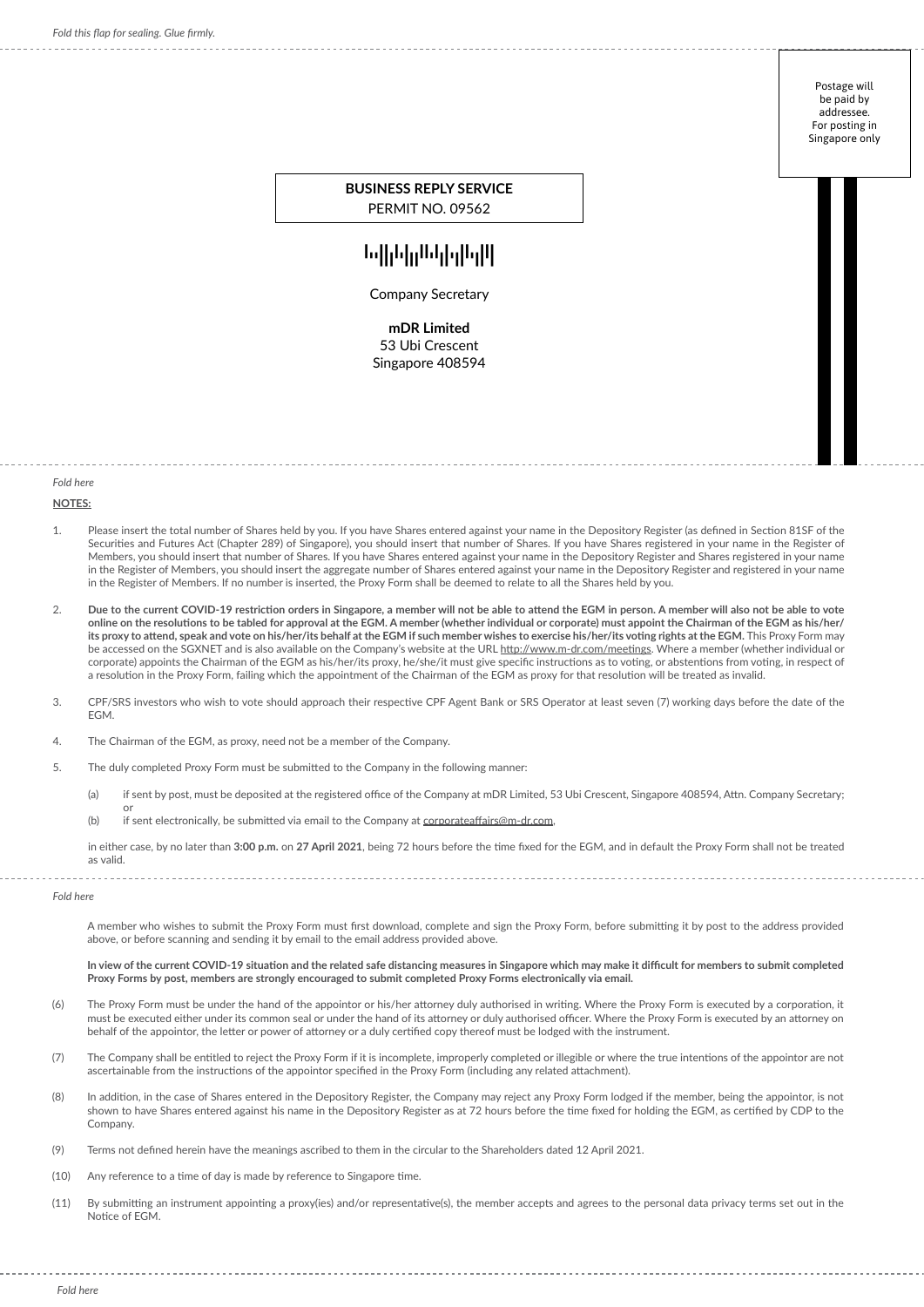*Fold this flap for sealing. Glue firmly.*

Postage will be paid by addressee. For posting in Singapore only

**BUSINESS REPLY SERVICE**
PERMIT NO. 09562

Company Secretary

**mDR Limited**
53 Ubi Crescent
Singapore 408594

*Fold here*

**NOTES:**

1. Please insert the total number of Shares held by you. If you have Shares entered against your name in the Depository Register (as defined in Section 81SF of the Securities and Futures Act (Chapter 289) of Singapore), you should insert that number of Shares. If you have Shares registered in your name in the Register of Members, you should insert that number of Shares. If you have Shares entered against your name in the Depository Register and Shares registered in your name in the Register of Members, you should insert the aggregate number of Shares entered against your name in the Depository Register and registered in your name in the Register of Members. If no number is inserted, the Proxy Form shall be deemed to relate to all the Shares held by you.

2. **Due to the current COVID-19 restriction orders in Singapore, a member will not be able to attend the EGM in person. A member will also not be able to vote online on the resolutions to be tabled for approval at the EGM. A member (whether individual or corporate) must appoint the Chairman of the EGM as his/her/its proxy to attend, speak and vote on his/her/its behalf at the EGM if such member wishes to exercise his/her/its voting rights at the EGM.** This Proxy Form may be accessed on the SGXNET and is also available on the Company's website at the URL http://www.m-dr.com/meetings. Where a member (whether individual or corporate) appoints the Chairman of the EGM as his/her/its proxy, he/she/it must give specific instructions as to voting, or abstentions from voting, in respect of a resolution in the Proxy Form, failing which the appointment of the Chairman of the EGM as proxy for that resolution will be treated as invalid.

3. CPF/SRS investors who wish to vote should approach their respective CPF Agent Bank or SRS Operator at least seven (7) working days before the date of the EGM.

4. The Chairman of the EGM, as proxy, need not be a member of the Company.

5. The duly completed Proxy Form must be submitted to the Company in the following manner:

   (a) if sent by post, must be deposited at the registered office of the Company at mDR Limited, 53 Ubi Crescent, Singapore 408594, Attn. Company Secretary; or

   (b) if sent electronically, be submitted via email to the Company at corporateaffairs@m-dr.com,

   in either case, by no later than **3:00 p.m.** on **27 April 2021**, being 72 hours before the time fixed for the EGM, and in default the Proxy Form shall not be treated as valid.

*Fold here*

A member who wishes to submit the Proxy Form must first download, complete and sign the Proxy Form, before submitting it by post to the address provided above, or before scanning and sending it by email to the email address provided above.

**In view of the current COVID-19 situation and the related safe distancing measures in Singapore which may make it difficult for members to submit completed Proxy Forms by post, members are strongly encouraged to submit completed Proxy Forms electronically via email.**

(6) The Proxy Form must be under the hand of the appointor or his/her attorney duly authorised in writing. Where the Proxy Form is executed by a corporation, it must be executed either under its common seal or under the hand of its attorney or duly authorised officer. Where the Proxy Form is executed by an attorney on behalf of the appointor, the letter or power of attorney or a duly certified copy thereof must be lodged with the instrument.

(7) The Company shall be entitled to reject the Proxy Form if it is incomplete, improperly completed or illegible or where the true intentions of the appointor are not ascertainable from the instructions of the appointor specified in the Proxy Form (including any related attachment).

(8) In addition, in the case of Shares entered in the Depository Register, the Company may reject any Proxy Form lodged if the member, being the appointor, is not shown to have Shares entered against his name in the Depository Register as at 72 hours before the time fixed for holding the EGM, as certified by CDP to the Company.

(9) Terms not defined herein have the meanings ascribed to them in the circular to the Shareholders dated 12 April 2021.

(10) Any reference to a time of day is made by reference to Singapore time.

(11) By submitting an instrument appointing a proxy(ies) and/or representative(s), the member accepts and agrees to the personal data privacy terms set out in the Notice of EGM.

*Fold here*